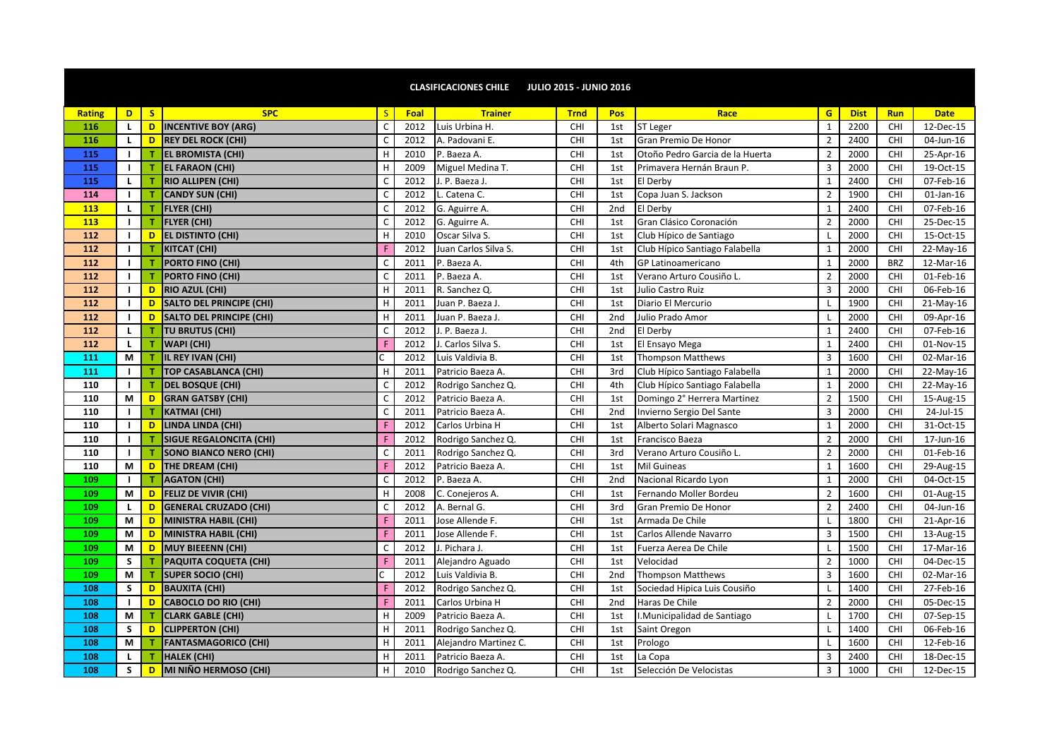# CLASIFICACIONES CHILE JULIO 2015 - JUNIO 2016

| Rating | D | S | SPC | S | Foal | Trainer | Trnd | Pos | Race | G | Dist | Run | Date |
|---|---|---|---|---|---|---|---|---|---|---|---|---|---|
| 116 | L | D | INCENTIVE BOY (ARG) | C | 2012 | Luis Urbina H. | CHI | 1st | ST Leger | 1 | 2200 | CHI | 12-Dec-15 |
| 116 | L | D | REY DEL ROCK (CHI) | C | 2012 | A. Padovani E. | CHI | 1st | Gran Premio De Honor | 2 | 2400 | CHI | 04-Jun-16 |
| 115 | I | T | EL BROMISTA (CHI) | H | 2010 | P. Baeza A. | CHI | 1st | Otoño Pedro Garcia de la Huerta | 2 | 2000 | CHI | 25-Apr-16 |
| 115 | I | T | EL FARAON (CHI) | H | 2009 | Miguel Medina T. | CHI | 1st | Primavera Hernán Braun P. | 3 | 2000 | CHI | 19-Oct-15 |
| 115 | L | T | RIO ALLIPEN (CHI) | C | 2012 | J. P. Baeza J. | CHI | 1st | El Derby | 1 | 2400 | CHI | 07-Feb-16 |
| 114 | I | T | CANDY SUN (CHI) | C | 2012 | L. Catena C. | CHI | 1st | Copa Juan S. Jackson | 2 | 1900 | CHI | 01-Jan-16 |
| 113 | L | T | FLYER (CHI) | C | 2012 | G. Aguirre A. | CHI | 2nd | El Derby | 1 | 2400 | CHI | 07-Feb-16 |
| 113 | I | T | FLYER (CHI) | C | 2012 | G. Aguirre A. | CHI | 1st | Gran Clásico Coronación | 2 | 2000 | CHI | 25-Dec-15 |
| 112 | I | D | EL DISTINTO (CHI) | H | 2010 | Oscar Silva S. | CHI | 1st | Club Hípico de Santiago | L | 2000 | CHI | 15-Oct-15 |
| 112 | I | T | KITCAT (CHI) | F | 2012 | Juan Carlos Silva S. | CHI | 1st | Club Hípico Santiago Falabella | 1 | 2000 | CHI | 22-May-16 |
| 112 | I | T | PORTO FINO (CHI) | C | 2011 | P. Baeza A. | CHI | 4th | GP Latinoamericano | 1 | 2000 | BRZ | 12-Mar-16 |
| 112 | I | T | PORTO FINO (CHI) | C | 2011 | P. Baeza A. | CHI | 1st | Verano Arturo Cousiño L. | 2 | 2000 | CHI | 01-Feb-16 |
| 112 | I | D | RIO AZUL (CHI) | H | 2011 | R. Sanchez Q. | CHI | 1st | Julio Castro Ruiz | 3 | 2000 | CHI | 06-Feb-16 |
| 112 | I | D | SALTO DEL PRINCIPE (CHI) | H | 2011 | Juan P. Baeza J. | CHI | 1st | Diario El Mercurio | L | 1900 | CHI | 21-May-16 |
| 112 | I | D | SALTO DEL PRINCIPE (CHI) | H | 2011 | Juan P. Baeza J. | CHI | 2nd | Julio Prado Amor | L | 2000 | CHI | 09-Apr-16 |
| 112 | L | T | TU BRUTUS (CHI) | C | 2012 | J. P. Baeza J. | CHI | 2nd | El Derby | 1 | 2400 | CHI | 07-Feb-16 |
| 112 | L | T | WAPI (CHI) | F | 2012 | J. Carlos Silva S. | CHI | 1st | El Ensayo Mega | 1 | 2400 | CHI | 01-Nov-15 |
| 111 | M | T | IL REY IVAN (CHI) | C | 2012 | Luis Valdivia B. | CHI | 1st | Thompson Matthews | 3 | 1600 | CHI | 02-Mar-16 |
| 111 | I | T | TOP CASABLANCA (CHI) | H | 2011 | Patricio Baeza A. | CHI | 3rd | Club Hípico Santiago Falabella | 1 | 2000 | CHI | 22-May-16 |
| 110 | I | T | DEL BOSQUE (CHI) | C | 2012 | Rodrigo Sanchez Q. | CHI | 4th | Club Hípico Santiago Falabella | 1 | 2000 | CHI | 22-May-16 |
| 110 | M | D | GRAN GATSBY (CHI) | C | 2012 | Patricio Baeza A. | CHI | 1st | Domingo 2° Herrera Martinez | 2 | 1500 | CHI | 15-Aug-15 |
| 110 | I | T | KATMAI (CHI) | C | 2011 | Patricio Baeza A. | CHI | 2nd | Invierno Sergio Del Sante | 3 | 2000 | CHI | 24-Jul-15 |
| 110 | I | D | LINDA LINDA (CHI) | F | 2012 | Carlos Urbina H | CHI | 1st | Alberto Solari Magnasco | 1 | 2000 | CHI | 31-Oct-15 |
| 110 | I | T | SIGUE REGALONCITA (CHI) | F | 2012 | Rodrigo Sanchez Q. | CHI | 1st | Francisco Baeza | 2 | 2000 | CHI | 17-Jun-16 |
| 110 | I | T | SONO BIANCO NERO (CHI) | C | 2011 | Rodrigo Sanchez Q. | CHI | 3rd | Verano Arturo Cousiño L. | 2 | 2000 | CHI | 01-Feb-16 |
| 110 | M | D | THE DREAM (CHI) | F | 2012 | Patricio Baeza A. | CHI | 1st | Mil Guineas | 1 | 1600 | CHI | 29-Aug-15 |
| 109 | I | T | AGATON (CHI) | C | 2012 | P. Baeza A. | CHI | 2nd | Nacional Ricardo Lyon | 1 | 2000 | CHI | 04-Oct-15 |
| 109 | M | D | FELIZ DE VIVIR (CHI) | H | 2008 | C. Conejeros A. | CHI | 1st | Fernando Moller Bordeu | 2 | 1600 | CHI | 01-Aug-15 |
| 109 | L | D | GENERAL CRUZADO (CHI) | C | 2012 | A. Bernal G. | CHI | 3rd | Gran Premio De Honor | 2 | 2400 | CHI | 04-Jun-16 |
| 109 | M | D | MINISTRA HABIL (CHI) | F | 2011 | Jose Allende F. | CHI | 1st | Armada De Chile | L | 1800 | CHI | 21-Apr-16 |
| 109 | M | D | MINISTRA HABIL (CHI) | F | 2011 | Jose Allende F. | CHI | 1st | Carlos Allende Navarro | 3 | 1500 | CHI | 13-Aug-15 |
| 109 | M | D | MUY BIEEENN (CHI) | C | 2012 | J. Pichara J. | CHI | 1st | Fuerza Aerea De Chile | L | 1500 | CHI | 17-Mar-16 |
| 109 | S | T | PAQUITA COQUETA (CHI) | F | 2011 | Alejandro Aguado | CHI | 1st | Velocidad | 2 | 1000 | CHI | 04-Dec-15 |
| 109 | M | T | SUPER SOCIO (CHI) | C | 2012 | Luis Valdivia B. | CHI | 2nd | Thompson Matthews | 3 | 1600 | CHI | 02-Mar-16 |
| 108 | S | D | BAUXITA (CHI) | F | 2012 | Rodrigo Sanchez Q. | CHI | 1st | Sociedad Hipica Luis Cousiño | L | 1400 | CHI | 27-Feb-16 |
| 108 | I | D | CABOCLO DO RIO (CHI) | F | 2011 | Carlos Urbina H | CHI | 2nd | Haras De Chile | 2 | 2000 | CHI | 05-Dec-15 |
| 108 | M | T | CLARK GABLE (CHI) | H | 2009 | Patricio Baeza A. | CHI | 1st | I.Municipalidad de Santiago | L | 1700 | CHI | 07-Sep-15 |
| 108 | S | D | CLIPPERTON (CHI) | H | 2011 | Rodrigo Sanchez Q. | CHI | 1st | Saint Oregon | L | 1400 | CHI | 06-Feb-16 |
| 108 | M | T | FANTASMAGORICO (CHI) | H | 2011 | Alejandro Martinez C. | CHI | 1st | Prologo | L | 1600 | CHI | 12-Feb-16 |
| 108 | L | T | HALEK (CHI) | H | 2011 | Patricio Baeza A. | CHI | 1st | La Copa | 3 | 2400 | CHI | 18-Dec-15 |
| 108 | S | D | MI NIÑO HERMOSO (CHI) | H | 2010 | Rodrigo Sanchez Q. | CHI | 1st | Selección De Velocistas | 3 | 1000 | CHI | 12-Dec-15 |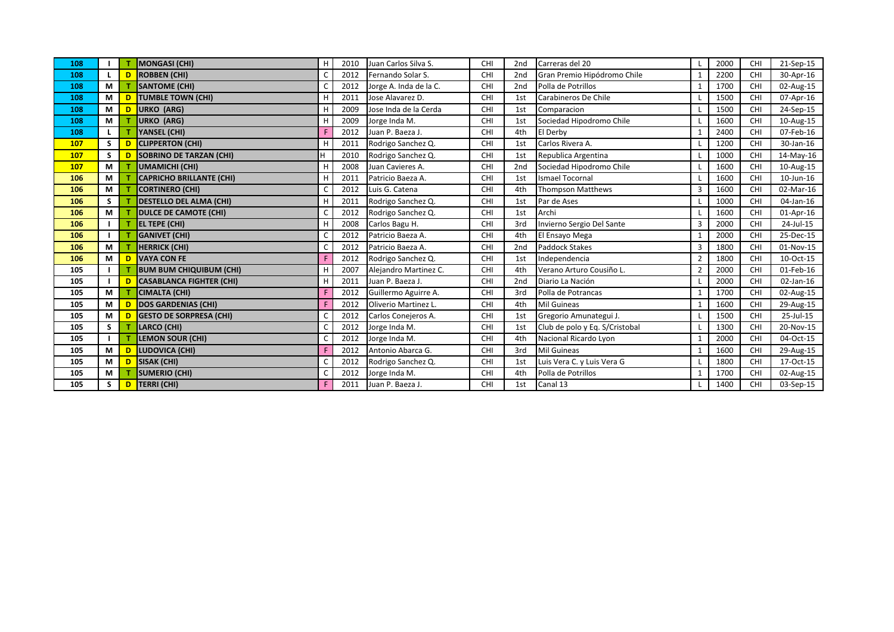| | | | | | | | | | | | | | |
|---|---|---|---|---|---|---|---|---|---|---|---|---|---|
| 108 | I | T | MONGASI (CHI) | H | 2010 | Juan Carlos Silva S. | CHI | 2nd | Carreras del 20 | L | 2000 | CHI | 21-Sep-15 |
| 108 | L | D | ROBBEN (CHI) | C | 2012 | Fernando Solar S. | CHI | 2nd | Gran Premio Hipódromo Chile | 1 | 2200 | CHI | 30-Apr-16 |
| 108 | M | T | SANTOME (CHI) | C | 2012 | Jorge A. Inda de la C. | CHI | 2nd | Polla de Potrillos | 1 | 1700 | CHI | 02-Aug-15 |
| 108 | M | D | TUMBLE TOWN (CHI) | H | 2011 | Jose Alavarez D. | CHI | 1st | Carabineros De Chile | L | 1500 | CHI | 07-Apr-16 |
| 108 | M | D | URKO (ARG) | H | 2009 | Jose Inda de la Cerda | CHI | 1st | Comparacion | L | 1500 | CHI | 24-Sep-15 |
| 108 | M | T | URKO (ARG) | H | 2009 | Jorge Inda M. | CHI | 1st | Sociedad Hipodromo Chile | L | 1600 | CHI | 10-Aug-15 |
| 108 | L | T | YANSEL (CHI) | F | 2012 | Juan P. Baeza J. | CHI | 4th | El Derby | 1 | 2400 | CHI | 07-Feb-16 |
| 107 | S | D | CLIPPERTON (CHI) | H | 2011 | Rodrigo Sanchez Q. | CHI | 1st | Carlos Rivera A. | L | 1200 | CHI | 30-Jan-16 |
| 107 | S | D | SOBRINO DE TARZAN (CHI) | H | 2010 | Rodrigo Sanchez Q. | CHI | 1st | Republica Argentina | L | 1000 | CHI | 14-May-16 |
| 107 | M | T | UMAMICHI (CHI) | H | 2008 | Juan Cavieres A. | CHI | 2nd | Sociedad Hipodromo Chile | L | 1600 | CHI | 10-Aug-15 |
| 106 | M | T | CAPRICHO BRILLANTE (CHI) | H | 2011 | Patricio Baeza A. | CHI | 1st | Ismael Tocornal | L | 1600 | CHI | 10-Jun-16 |
| 106 | M | T | CORTINERO (CHI) | C | 2012 | Luis G. Catena | CHI | 4th | Thompson Matthews | 3 | 1600 | CHI | 02-Mar-16 |
| 106 | S | T | DESTELLO DEL ALMA (CHI) | H | 2011 | Rodrigo Sanchez Q. | CHI | 1st | Par de Ases | L | 1000 | CHI | 04-Jan-16 |
| 106 | M | T | DULCE DE CAMOTE (CHI) | C | 2012 | Rodrigo Sanchez Q. | CHI | 1st | Archi | L | 1600 | CHI | 01-Apr-16 |
| 106 | I | T | EL TEPE (CHI) | H | 2008 | Carlos Bagu H. | CHI | 3rd | Invierno Sergio Del Sante | 3 | 2000 | CHI | 24-Jul-15 |
| 106 | I | T | GANIVET (CHI) | C | 2012 | Patricio Baeza A. | CHI | 4th | El Ensayo Mega | 1 | 2000 | CHI | 25-Dec-15 |
| 106 | M | T | HERRICK (CHI) | C | 2012 | Patricio Baeza A. | CHI | 2nd | Paddock Stakes | 3 | 1800 | CHI | 01-Nov-15 |
| 106 | M | D | VAYA CON FE | F | 2012 | Rodrigo Sanchez Q. | CHI | 1st | Independencia | 2 | 1800 | CHI | 10-Oct-15 |
| 105 | I | T | BUM BUM CHIQUIBUM (CHI) | H | 2007 | Alejandro Martinez C. | CHI | 4th | Verano Arturo Cousiño L. | 2 | 2000 | CHI | 01-Feb-16 |
| 105 | I | D | CASABLANCA FIGHTER (CHI) | H | 2011 | Juan P. Baeza J. | CHI | 2nd | Diario La Nación | L | 2000 | CHI | 02-Jan-16 |
| 105 | M | T | CIMALTA (CHI) | F | 2012 | Guillermo Aguirre A. | CHI | 3rd | Polla de Potrancas | 1 | 1700 | CHI | 02-Aug-15 |
| 105 | M | D | DOS GARDENIAS (CHI) | F | 2012 | Oliverio Martinez L. | CHI | 4th | Mil Guineas | 1 | 1600 | CHI | 29-Aug-15 |
| 105 | M | D | GESTO DE SORPRESA (CHI) | C | 2012 | Carlos Conejeros A. | CHI | 1st | Gregorio Amunategui J. | L | 1500 | CHI | 25-Jul-15 |
| 105 | S | T | LARCO (CHI) | C | 2012 | Jorge Inda M. | CHI | 1st | Club de polo y Eq. S/Cristobal | L | 1300 | CHI | 20-Nov-15 |
| 105 | I | T | LEMON SOUR (CHI) | C | 2012 | Jorge Inda M. | CHI | 4th | Nacional Ricardo Lyon | 1 | 2000 | CHI | 04-Oct-15 |
| 105 | M | D | LUDOVICA (CHI) | F | 2012 | Antonio Abarca G. | CHI | 3rd | Mil Guineas | 1 | 1600 | CHI | 29-Aug-15 |
| 105 | M | D | SISAK (CHI) | C | 2012 | Rodrigo Sanchez Q. | CHI | 1st | Luis Vera C. y Luis Vera G | L | 1800 | CHI | 17-Oct-15 |
| 105 | M | T | SUMERIO (CHI) | C | 2012 | Jorge Inda M. | CHI | 4th | Polla de Potrillos | 1 | 1700 | CHI | 02-Aug-15 |
| 105 | S | D | TERRI (CHI) | F | 2011 | Juan P. Baeza J. | CHI | 1st | Canal 13 | L | 1400 | CHI | 03-Sep-15 |